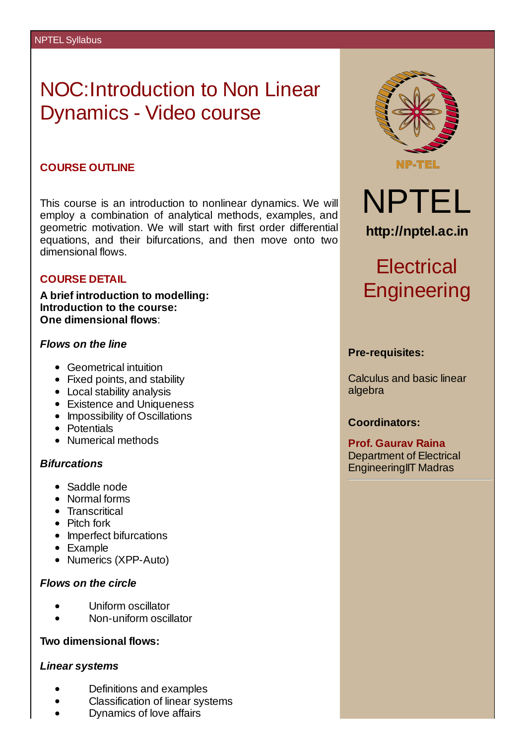# NOC:Introduction to Non Linear Dynamics - Video course

## COURSE OUTLINE

This course is an introduction to nonlinear dynamics. We will employ a combination of analytical methods, examples, and geometric motivation. We will start with first order differential equations, and their bifurcations, and then move onto two dimensional flows.

## COURSE DETAIL

**A brief introduction to modelling:**
**Introduction to the course:**
**One dimensional flows**:

***Flows on the line***

- Geometrical intuition
- Fixed points, and stability
- Local stability analysis
- Existence and Uniqueness
- Impossibility of Oscillations
- Potentials
- Numerical methods

***Bifurcations***

- Saddle node
- Normal forms
- Transcritical
- Pitch fork
- Imperfect bifurcations
- Example
- Numerics (XPP-Auto)

***Flows on the circle***

- Uniform oscillator
- Non-uniform oscillator

**Two dimensional flows:**

***Linear systems***

- Definitions and examples
- Classification of linear systems
- Dynamics of love affairs

NPTEL

**http://nptel.ac.in**

## Electrical Engineering

**Pre-requisites:**

Calculus and basic linear algebra

**Coordinators:**

**Prof. Gaurav Raina**
Department of Electrical EngineeringIIT Madras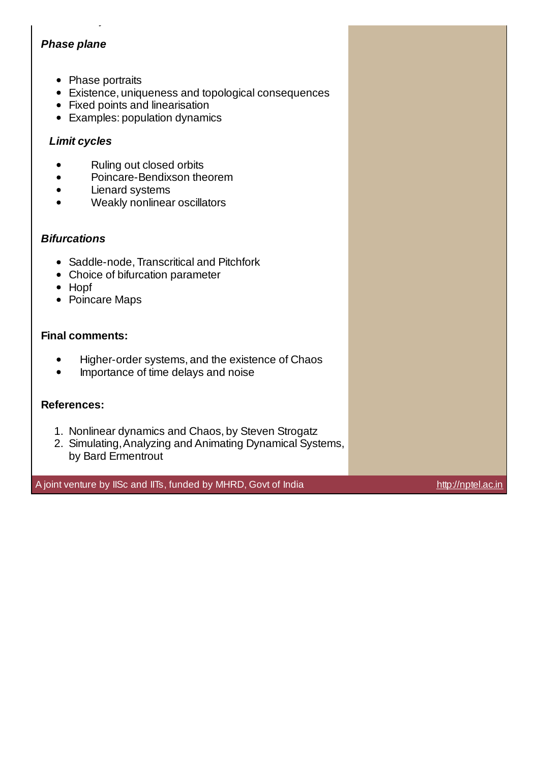***Phase plane***

- Phase portraits
- Existence, uniqueness and topological consequences
- Fixed points and linearisation
- Examples: population dynamics

***Limit cycles***

- Ruling out closed orbits
- Poincare-Bendixson theorem
- Lienard systems
- Weakly nonlinear oscillators

***Bifurcations***

- Saddle-node, Transcritical and Pitchfork
- Choice of bifurcation parameter
- Hopf
- Poincare Maps

**Final comments:**

- Higher-order systems, and the existence of Chaos
- Importance of time delays and noise

**References:**

1. Nonlinear dynamics and Chaos, by Steven Strogatz
2. Simulating, Analyzing and Animating Dynamical Systems, by Bard Ermentrout

A joint venture by IISc and IITs, funded by MHRD, Govt of India http://nptel.ac.in